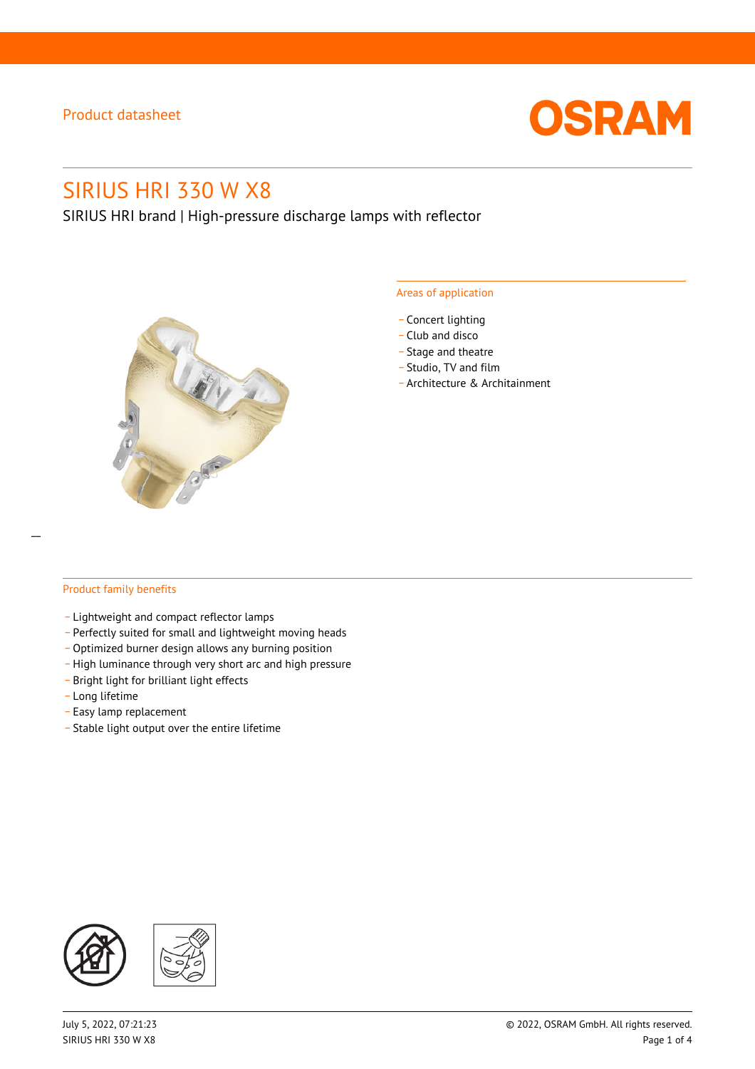Product datasheet

# SIRIUS HRI 330 W X8

SIRIUS HRI brand | High-pressure discharge lamps with reflector

## Areas of application

- Concert lighting
- Club and disco
- Stage and theatre
- Studio, TV and film
- Architecture & Architainment

## Product family benefits

- Lightweight and compact reflector lamps
- Perfectly suited for small and lightweight moving heads
- Optimized burner design allows any burning position
- High luminance through very short arc and high pressure
- Bright light for brilliant light effects
- Long lifetime
- Easy lamp replacement
- Stable light output over the entire lifetime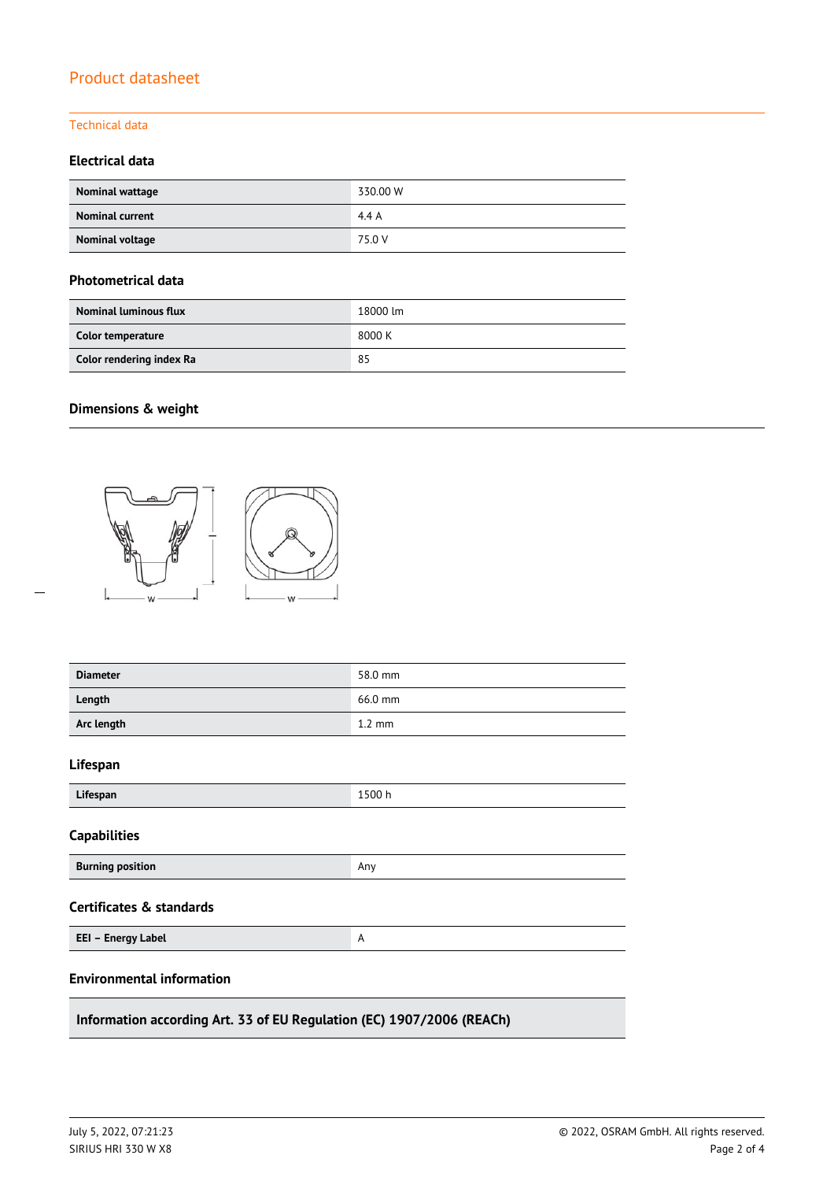# Product datasheet

## Technical data

### Electrical data

| | |
|---|---|
| **Nominal wattage** | 330.00 W |
| **Nominal current** | 4.4 A |
| **Nominal voltage** | 75.0 V |

### Photometrical data

| | |
|---|---|
| **Nominal luminous flux** | 18000 lm |
| **Color temperature** | 8000 K |
| **Color rendering index Ra** | 85 |

### Dimensions & weight

| | |
|---|---|
| **Diameter** | 58.0 mm |
| **Length** | 66.0 mm |
| **Arc length** | 1.2 mm |

### Lifespan

| | |
|---|---|
| **Lifespan** | 1500 h |

### Capabilities

| | |
|---|---|
| **Burning position** | Any |

### Certificates & standards

| | |
|---|---|
| **EEI – Energy Label** | A |

### Environmental information

**Information according Art. 33 of EU Regulation (EC) 1907/2006 (REACh)**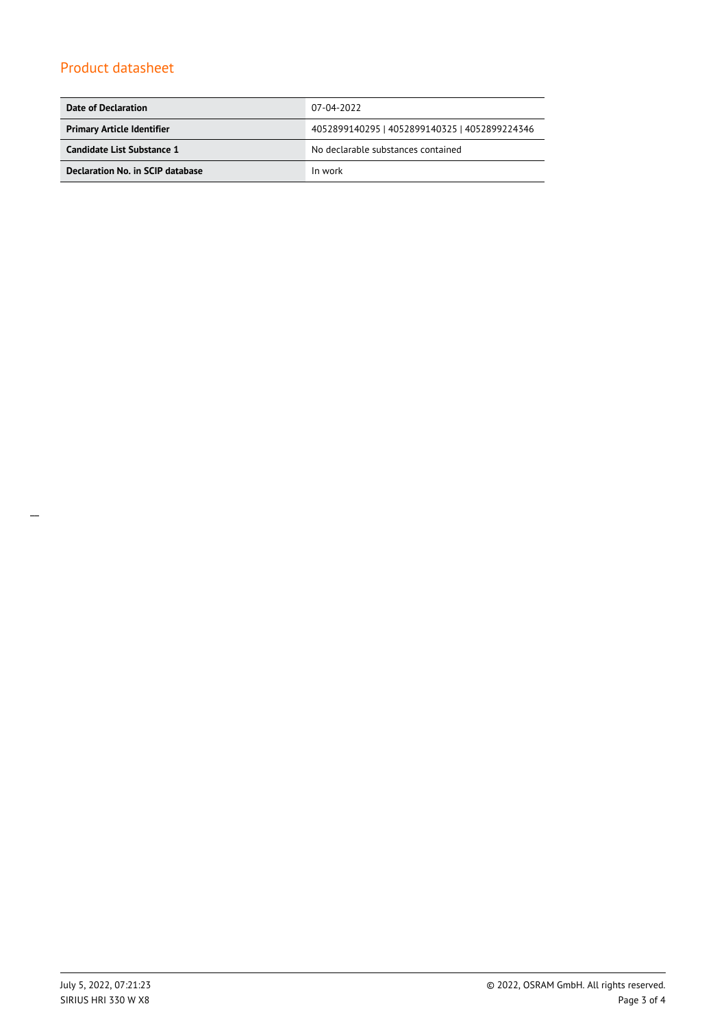## Product datasheet

| | |
|---|---|
| **Date of Declaration** | 07-04-2022 |
| **Primary Article Identifier** | 4052899140295 \| 4052899140325 \| 4052899224346 |
| **Candidate List Substance 1** | No declarable substances contained |
| **Declaration No. in SCIP database** | In work |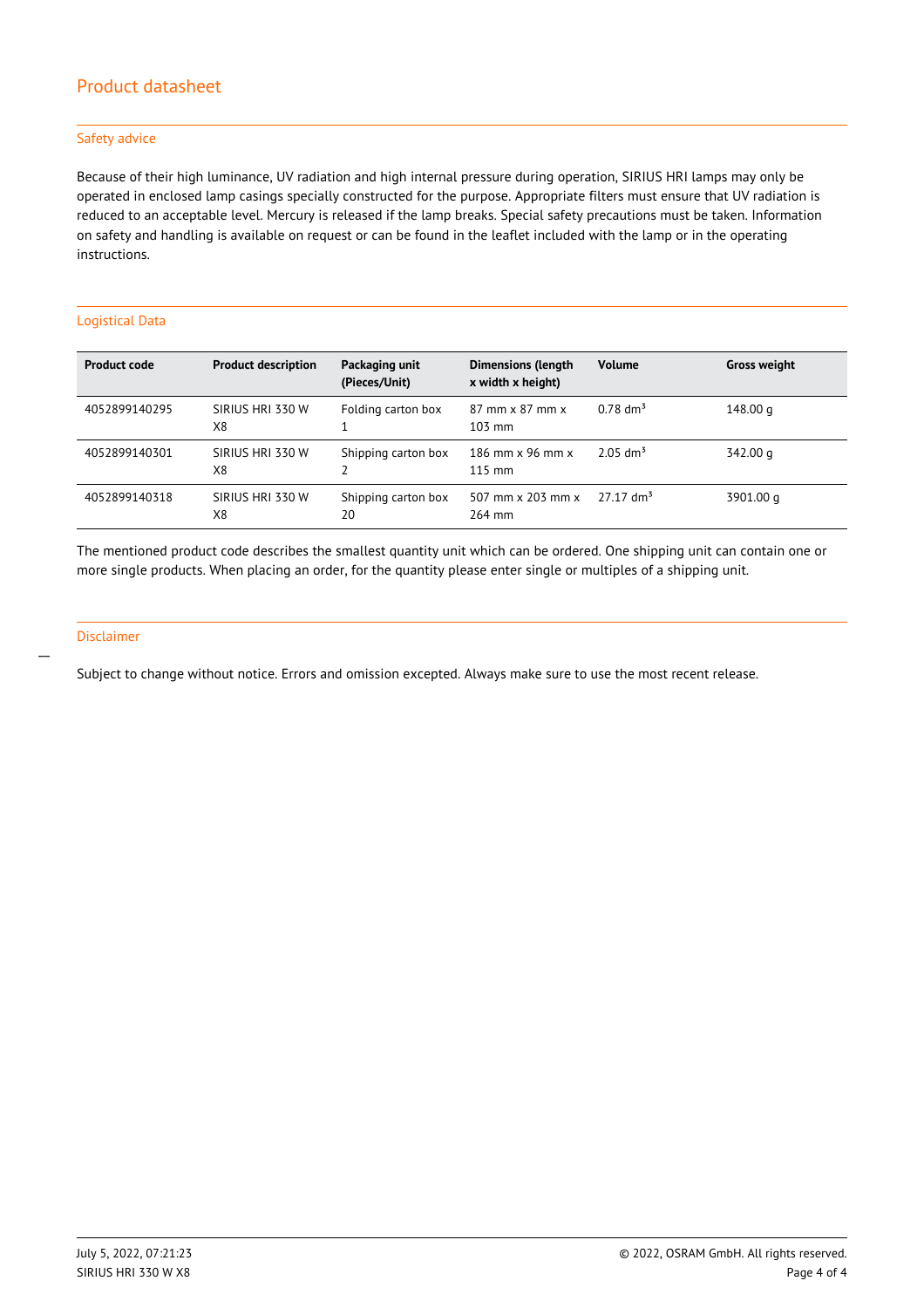## Safety advice

Because of their high luminance, UV radiation and high internal pressure during operation, SIRIUS HRI lamps may only be operated in enclosed lamp casings specially constructed for the purpose. Appropriate filters must ensure that UV radiation is reduced to an acceptable level. Mercury is released if the lamp breaks. Special safety precautions must be taken. Information on safety and handling is available on request or can be found in the leaflet included with the lamp or in the operating instructions.

## Logistical Data

| Product code | Product description | Packaging unit (Pieces/Unit) | Dimensions (length x width x height) | Volume | Gross weight |
| --- | --- | --- | --- | --- | --- |
| 4052899140295 | SIRIUS HRI 330 W X8 | Folding carton box 1 | 87 mm x 87 mm x 103 mm | 0.78 $dm^3$ | 148.00 g |
| 4052899140301 | SIRIUS HRI 330 W X8 | Shipping carton box 2 | 186 mm x 96 mm x 115 mm | 2.05 $dm^3$ | 342.00 g |
| 4052899140318 | SIRIUS HRI 330 W X8 | Shipping carton box 20 | 507 mm x 203 mm x 264 mm | 27.17 $dm^3$ | 3901.00 g |

The mentioned product code describes the smallest quantity unit which can be ordered. One shipping unit can contain one or more single products. When placing an order, for the quantity please enter single or multiples of a shipping unit.

## Disclaimer

Subject to change without notice. Errors and omission excepted. Always make sure to use the most recent release.